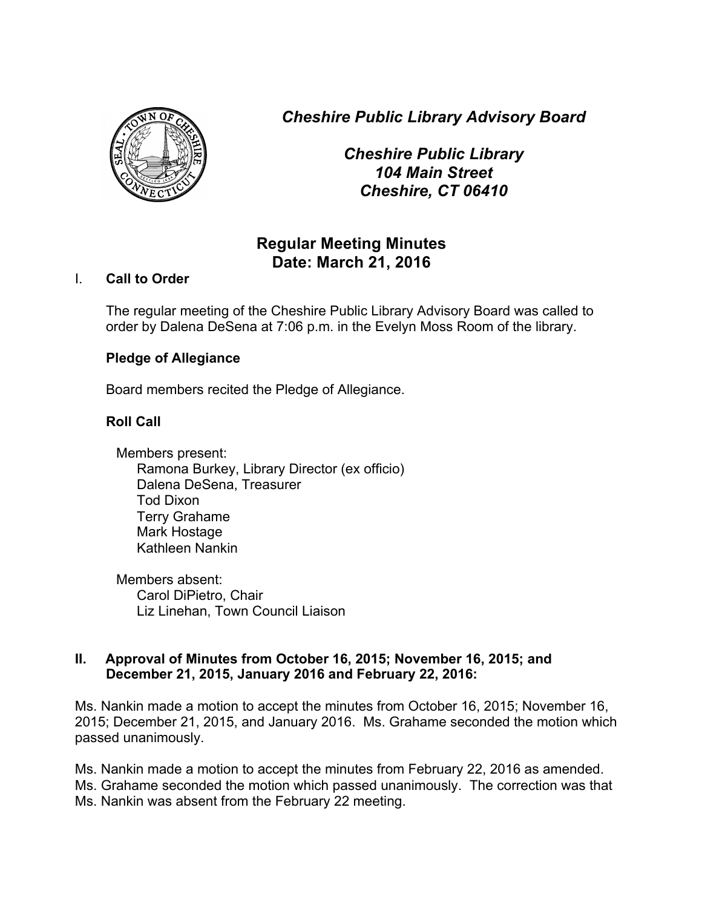# *Cheshire Public Library Advisory Board*

***Cheshire Public Library***
***104 Main Street***
***Cheshire, CT 06410***

## Regular Meeting Minutes
## Date: March 21, 2016

I. **Call to Order**

The regular meeting of the Cheshire Public Library Advisory Board was called to order by Dalena DeSena at 7:06 p.m. in the Evelyn Moss Room of the library.

**Pledge of Allegiance**

Board members recited the Pledge of Allegiance.

**Roll Call**

Members present:
- Ramona Burkey, Library Director (ex officio)
- Dalena DeSena, Treasurer
- Tod Dixon
- Terry Grahame
- Mark Hostage
- Kathleen Nankin

Members absent:
- Carol DiPietro, Chair
- Liz Linehan, Town Council Liaison

**II. Approval of Minutes from October 16, 2015; November 16, 2015; and December 21, 2015, January 2016 and February 22, 2016:**

Ms. Nankin made a motion to accept the minutes from October 16, 2015; November 16, 2015; December 21, 2015, and January 2016. Ms. Grahame seconded the motion which passed unanimously.

Ms. Nankin made a motion to accept the minutes from February 22, 2016 as amended. Ms. Grahame seconded the motion which passed unanimously. The correction was that Ms. Nankin was absent from the February 22 meeting.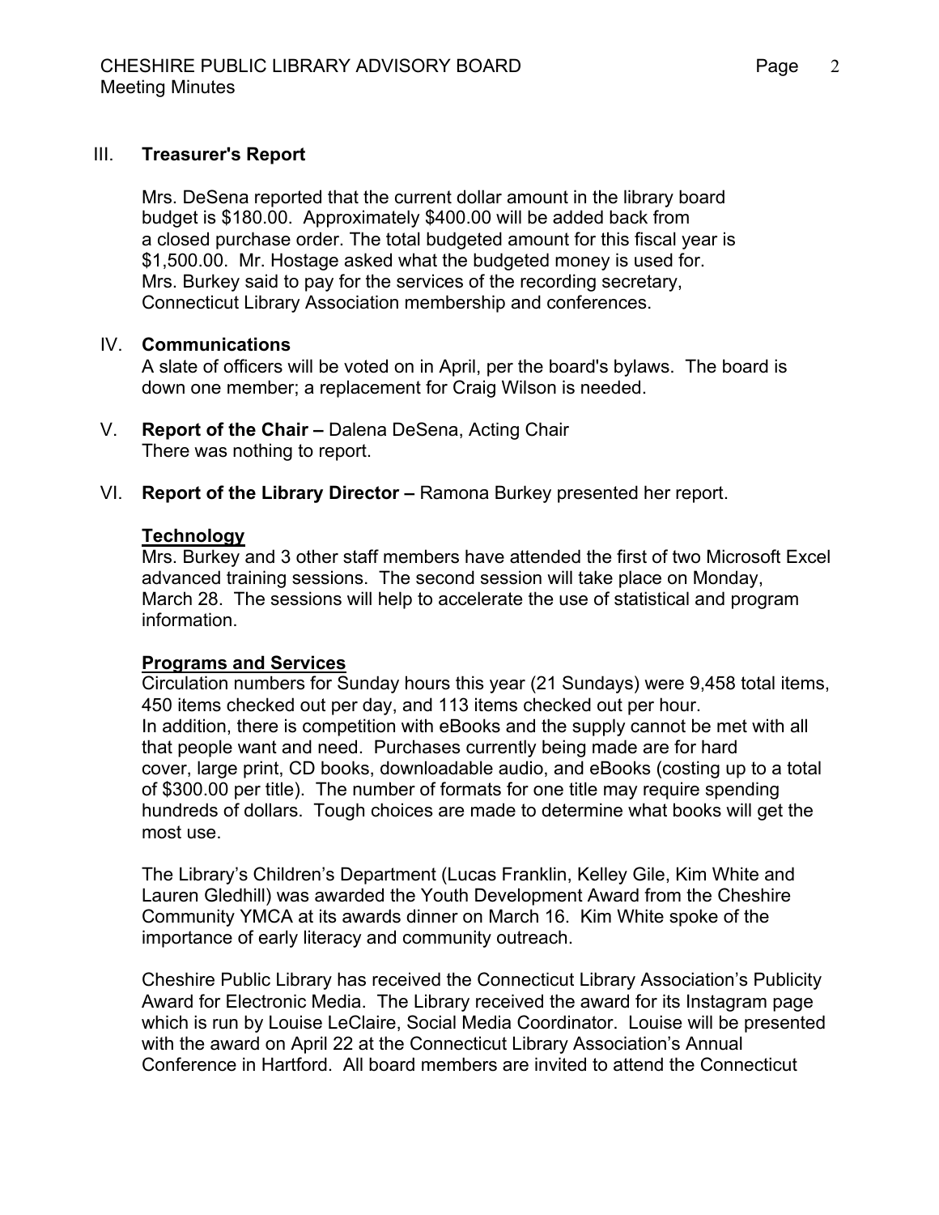## III. Treasurer's Report

Mrs. DeSena reported that the current dollar amount in the library board budget is $180.00. Approximately $400.00 will be added back from a closed purchase order. The total budgeted amount for this fiscal year is $1,500.00. Mr. Hostage asked what the budgeted money is used for. Mrs. Burkey said to pay for the services of the recording secretary, Connecticut Library Association membership and conferences.

## IV. Communications

A slate of officers will be voted on in April, per the board's bylaws. The board is down one member; a replacement for Craig Wilson is needed.

## V. Report of the Chair – Dalena DeSena, Acting Chair

There was nothing to report.

## VI. Report of the Library Director – Ramona Burkey presented her report.

### Technology

Mrs. Burkey and 3 other staff members have attended the first of two Microsoft Excel advanced training sessions. The second session will take place on Monday, March 28. The sessions will help to accelerate the use of statistical and program information.

### Programs and Services

Circulation numbers for Sunday hours this year (21 Sundays) were 9,458 total items, 450 items checked out per day, and 113 items checked out per hour. In addition, there is competition with eBooks and the supply cannot be met with all that people want and need. Purchases currently being made are for hard cover, large print, CD books, downloadable audio, and eBooks (costing up to a total of $300.00 per title). The number of formats for one title may require spending hundreds of dollars. Tough choices are made to determine what books will get the most use.

The Library's Children's Department (Lucas Franklin, Kelley Gile, Kim White and Lauren Gledhill) was awarded the Youth Development Award from the Cheshire Community YMCA at its awards dinner on March 16. Kim White spoke of the importance of early literacy and community outreach.

Cheshire Public Library has received the Connecticut Library Association's Publicity Award for Electronic Media. The Library received the award for its Instagram page which is run by Louise LeClaire, Social Media Coordinator. Louise will be presented with the award on April 22 at the Connecticut Library Association's Annual Conference in Hartford. All board members are invited to attend the Connecticut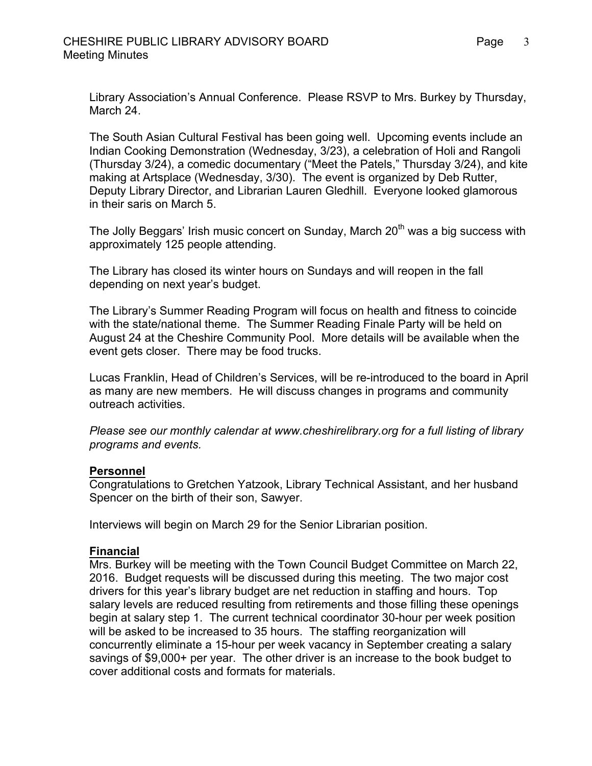Library Association's Annual Conference. Please RSVP to Mrs. Burkey by Thursday, March 24.

The South Asian Cultural Festival has been going well. Upcoming events include an Indian Cooking Demonstration (Wednesday, 3/23), a celebration of Holi and Rangoli (Thursday 3/24), a comedic documentary ("Meet the Patels," Thursday 3/24), and kite making at Artsplace (Wednesday, 3/30). The event is organized by Deb Rutter, Deputy Library Director, and Librarian Lauren Gledhill. Everyone looked glamorous in their saris on March 5.

The Jolly Beggars' Irish music concert on Sunday, March 20th was a big success with approximately 125 people attending.

The Library has closed its winter hours on Sundays and will reopen in the fall depending on next year's budget.

The Library's Summer Reading Program will focus on health and fitness to coincide with the state/national theme. The Summer Reading Finale Party will be held on August 24 at the Cheshire Community Pool. More details will be available when the event gets closer. There may be food trucks.

Lucas Franklin, Head of Children's Services, will be re-introduced to the board in April as many are new members. He will discuss changes in programs and community outreach activities.

*Please see our monthly calendar at www.cheshirelibrary.org for a full listing of library programs and events.*

**Personnel**

Congratulations to Gretchen Yatzook, Library Technical Assistant, and her husband Spencer on the birth of their son, Sawyer.

Interviews will begin on March 29 for the Senior Librarian position.

**Financial**

Mrs. Burkey will be meeting with the Town Council Budget Committee on March 22, 2016. Budget requests will be discussed during this meeting. The two major cost drivers for this year's library budget are net reduction in staffing and hours. Top salary levels are reduced resulting from retirements and those filling these openings begin at salary step 1. The current technical coordinator 30-hour per week position will be asked to be increased to 35 hours. The staffing reorganization will concurrently eliminate a 15-hour per week vacancy in September creating a salary savings of $9,000+ per year. The other driver is an increase to the book budget to cover additional costs and formats for materials.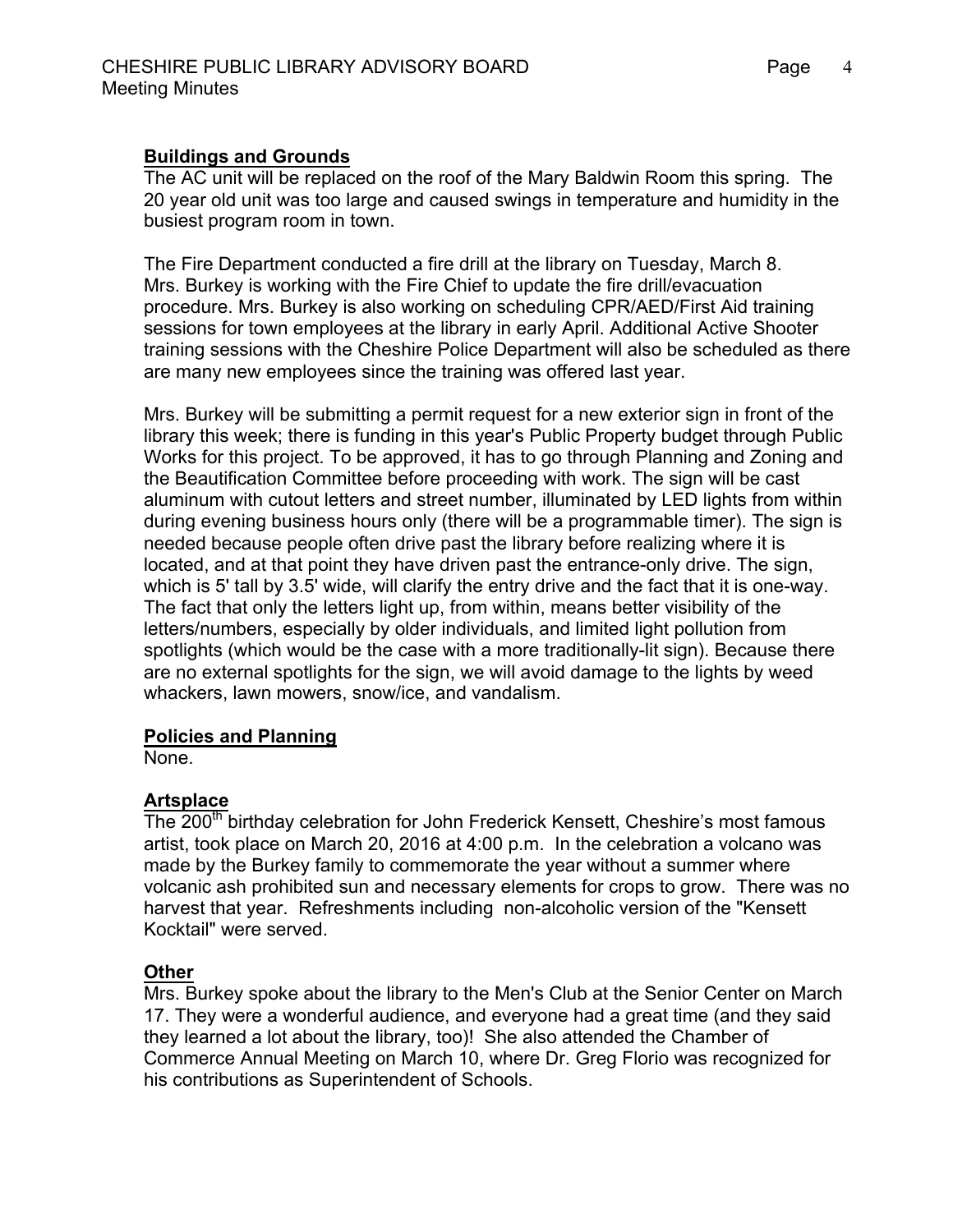### Buildings and Grounds

The AC unit will be replaced on the roof of the Mary Baldwin Room this spring. The 20 year old unit was too large and caused swings in temperature and humidity in the busiest program room in town.

The Fire Department conducted a fire drill at the library on Tuesday, March 8. Mrs. Burkey is working with the Fire Chief to update the fire drill/evacuation procedure. Mrs. Burkey is also working on scheduling CPR/AED/First Aid training sessions for town employees at the library in early April. Additional Active Shooter training sessions with the Cheshire Police Department will also be scheduled as there are many new employees since the training was offered last year.

Mrs. Burkey will be submitting a permit request for a new exterior sign in front of the library this week; there is funding in this year's Public Property budget through Public Works for this project. To be approved, it has to go through Planning and Zoning and the Beautification Committee before proceeding with work. The sign will be cast aluminum with cutout letters and street number, illuminated by LED lights from within during evening business hours only (there will be a programmable timer). The sign is needed because people often drive past the library before realizing where it is located, and at that point they have driven past the entrance-only drive. The sign, which is 5' tall by 3.5' wide, will clarify the entry drive and the fact that it is one-way. The fact that only the letters light up, from within, means better visibility of the letters/numbers, especially by older individuals, and limited light pollution from spotlights (which would be the case with a more traditionally-lit sign). Because there are no external spotlights for the sign, we will avoid damage to the lights by weed whackers, lawn mowers, snow/ice, and vandalism.

### Policies and Planning

None.

### Artsplace

The 200th birthday celebration for John Frederick Kensett, Cheshire's most famous artist, took place on March 20, 2016 at 4:00 p.m. In the celebration a volcano was made by the Burkey family to commemorate the year without a summer where volcanic ash prohibited sun and necessary elements for crops to grow. There was no harvest that year. Refreshments including non-alcoholic version of the "Kensett Kocktail" were served.

### Other

Mrs. Burkey spoke about the library to the Men's Club at the Senior Center on March 17. They were a wonderful audience, and everyone had a great time (and they said they learned a lot about the library, too)! She also attended the Chamber of Commerce Annual Meeting on March 10, where Dr. Greg Florio was recognized for his contributions as Superintendent of Schools.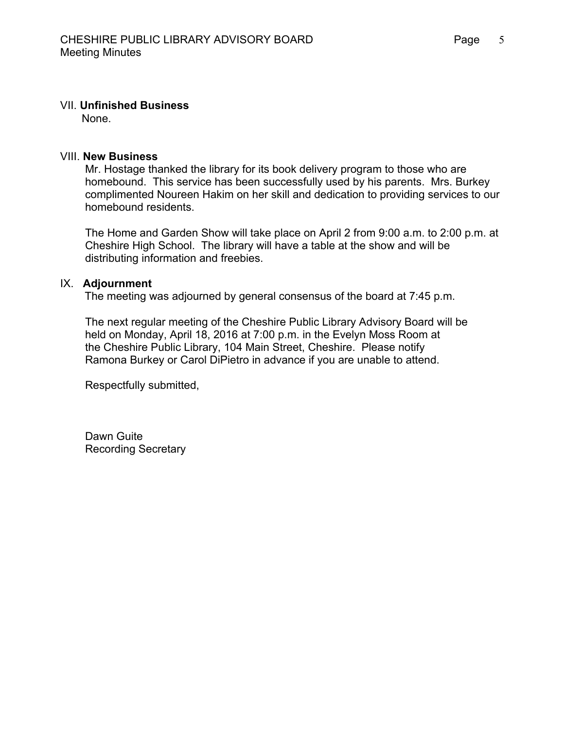## VII. **Unfinished Business**

None.

## VIII. **New Business**

Mr. Hostage thanked the library for its book delivery program to those who are homebound. This service has been successfully used by his parents. Mrs. Burkey complimented Noureen Hakim on her skill and dedication to providing services to our homebound residents.

The Home and Garden Show will take place on April 2 from 9:00 a.m. to 2:00 p.m. at Cheshire High School. The library will have a table at the show and will be distributing information and freebies.

## IX. **Adjournment**

The meeting was adjourned by general consensus of the board at 7:45 p.m.

The next regular meeting of the Cheshire Public Library Advisory Board will be held on Monday, April 18, 2016 at 7:00 p.m. in the Evelyn Moss Room at the Cheshire Public Library, 104 Main Street, Cheshire. Please notify Ramona Burkey or Carol DiPietro in advance if you are unable to attend.

Respectfully submitted,

Dawn Guite
Recording Secretary